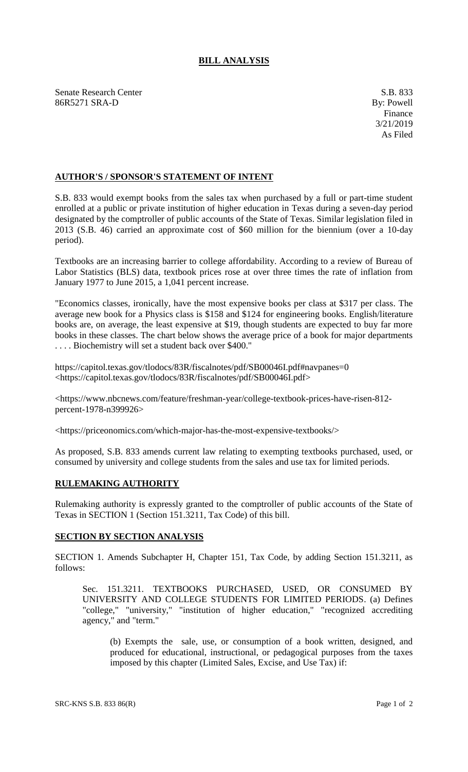# BILL ANALYSIS

Senate Research Center
86R5271 SRA-D

S.B. 833
By: Powell
Finance
3/21/2019
As Filed

## AUTHOR'S / SPONSOR'S STATEMENT OF INTENT

S.B. 833 would exempt books from the sales tax when purchased by a full or part-time student enrolled at a public or private institution of higher education in Texas during a seven-day period designated by the comptroller of public accounts of the State of Texas. Similar legislation filed in 2013 (S.B. 46) carried an approximate cost of $60 million for the biennium (over a 10-day period).

Textbooks are an increasing barrier to college affordability. According to a review of Bureau of Labor Statistics (BLS) data, textbook prices rose at over three times the rate of inflation from January 1977 to June 2015, a 1,041 percent increase.

"Economics classes, ironically, have the most expensive books per class at $317 per class. The average new book for a Physics class is $158 and $124 for engineering books. English/literature books are, on average, the least expensive at $19, though students are expected to buy far more books in these classes. The chart below shows the average price of a book for major departments . . . . Biochemistry will set a student back over $400."

https://capitol.texas.gov/tlodocs/83R/fiscalnotes/pdf/SB00046I.pdf#navpanes=0 <https://capitol.texas.gov/tlodocs/83R/fiscalnotes/pdf/SB00046I.pdf>

<https://www.nbcnews.com/feature/freshman-year/college-textbook-prices-have-risen-812-percent-1978-n399926>

<https://priceonomics.com/which-major-has-the-most-expensive-textbooks/>

As proposed, S.B. 833 amends current law relating to exempting textbooks purchased, used, or consumed by university and college students from the sales and use tax for limited periods.

## RULEMAKING AUTHORITY

Rulemaking authority is expressly granted to the comptroller of public accounts of the State of Texas in SECTION 1 (Section 151.3211, Tax Code) of this bill.

## SECTION BY SECTION ANALYSIS

SECTION 1. Amends Subchapter H, Chapter 151, Tax Code, by adding Section 151.3211, as follows:

Sec. 151.3211. TEXTBOOKS PURCHASED, USED, OR CONSUMED BY UNIVERSITY AND COLLEGE STUDENTS FOR LIMITED PERIODS. (a) Defines "college," "university," "institution of higher education," "recognized accrediting agency," and "term."

(b) Exempts the sale, use, or consumption of a book written, designed, and produced for educational, instructional, or pedagogical purposes from the taxes imposed by this chapter (Limited Sales, Excise, and Use Tax) if: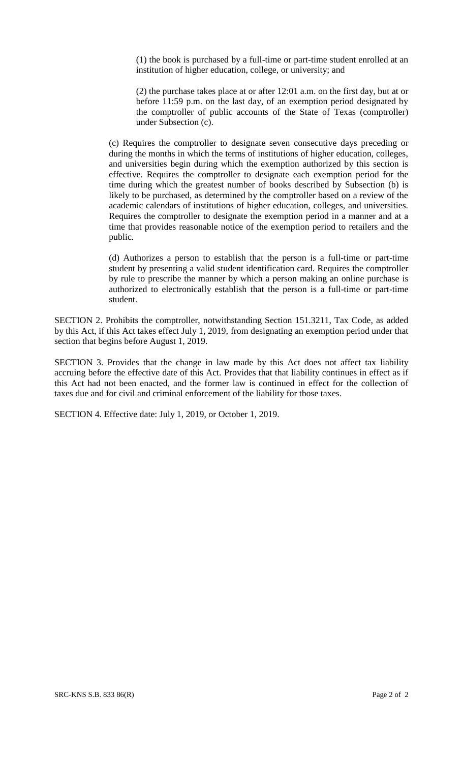(1) the book is purchased by a full-time or part-time student enrolled at an institution of higher education, college, or university; and

(2) the purchase takes place at or after 12:01 a.m. on the first day, but at or before 11:59 p.m. on the last day, of an exemption period designated by the comptroller of public accounts of the State of Texas (comptroller) under Subsection (c).

(c) Requires the comptroller to designate seven consecutive days preceding or during the months in which the terms of institutions of higher education, colleges, and universities begin during which the exemption authorized by this section is effective. Requires the comptroller to designate each exemption period for the time during which the greatest number of books described by Subsection (b) is likely to be purchased, as determined by the comptroller based on a review of the academic calendars of institutions of higher education, colleges, and universities. Requires the comptroller to designate the exemption period in a manner and at a time that provides reasonable notice of the exemption period to retailers and the public.

(d) Authorizes a person to establish that the person is a full-time or part-time student by presenting a valid student identification card. Requires the comptroller by rule to prescribe the manner by which a person making an online purchase is authorized to electronically establish that the person is a full-time or part-time student.

SECTION 2. Prohibits the comptroller, notwithstanding Section 151.3211, Tax Code, as added by this Act, if this Act takes effect July 1, 2019, from designating an exemption period under that section that begins before August 1, 2019.

SECTION 3. Provides that the change in law made by this Act does not affect tax liability accruing before the effective date of this Act. Provides that that liability continues in effect as if this Act had not been enacted, and the former law is continued in effect for the collection of taxes due and for civil and criminal enforcement of the liability for those taxes.

SECTION 4. Effective date: July 1, 2019, or October 1, 2019.